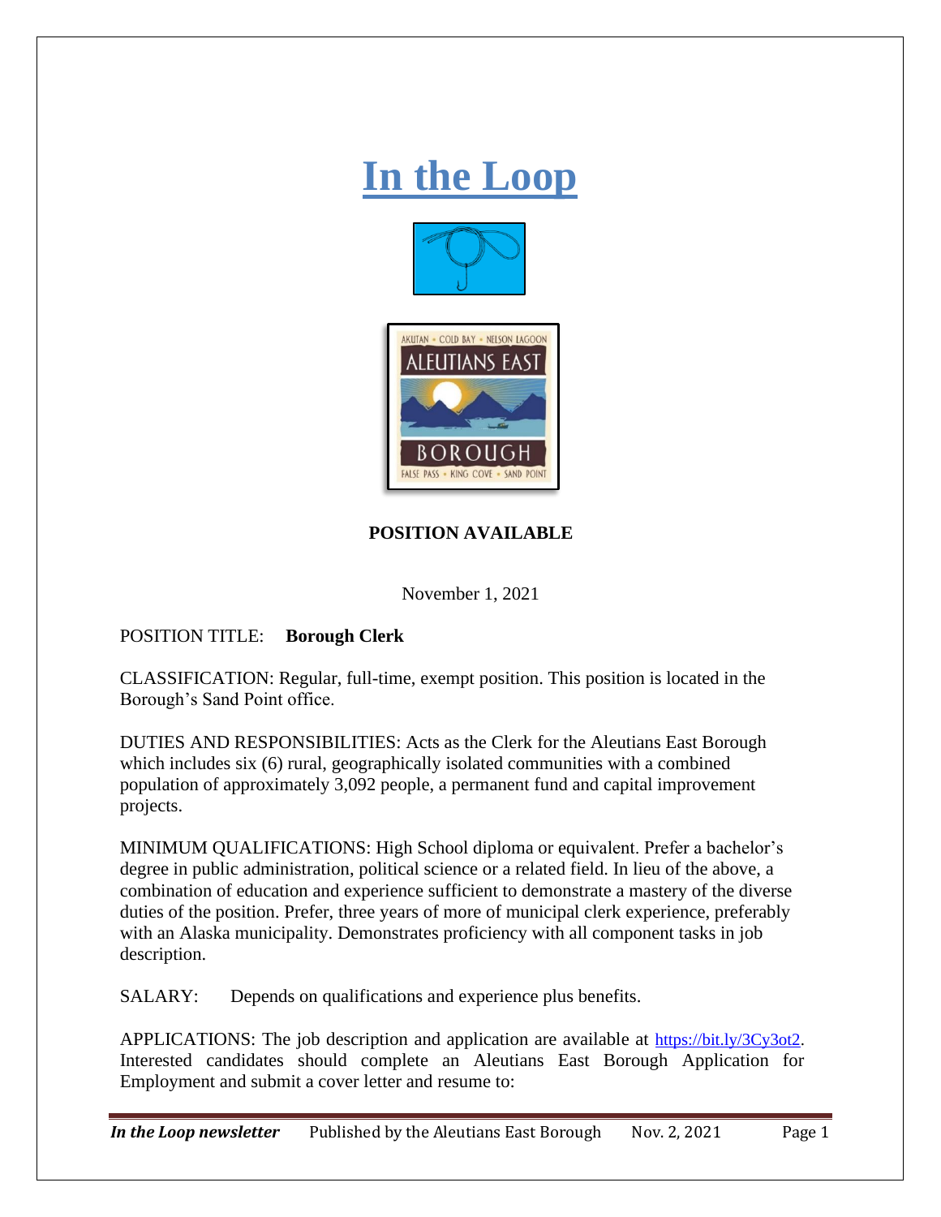# In the Loop

**POSITION AVAILABLE**

November 1, 2021

POSITION TITLE: **Borough Clerk**

CLASSIFICATION: Regular, full-time, exempt position. This position is located in the Borough's Sand Point office.

DUTIES AND RESPONSIBILITIES: Acts as the Clerk for the Aleutians East Borough which includes six (6) rural, geographically isolated communities with a combined population of approximately 3,092 people, a permanent fund and capital improvement projects.

MINIMUM QUALIFICATIONS: High School diploma or equivalent. Prefer a bachelor's degree in public administration, political science or a related field. In lieu of the above, a combination of education and experience sufficient to demonstrate a mastery of the diverse duties of the position. Prefer, three years of more of municipal clerk experience, preferably with an Alaska municipality. Demonstrates proficiency with all component tasks in job description.

SALARY: Depends on qualifications and experience plus benefits.

APPLICATIONS: The job description and application are available at https://bit.ly/3Cy3ot2. Interested candidates should complete an Aleutians East Borough Application for Employment and submit a cover letter and resume to: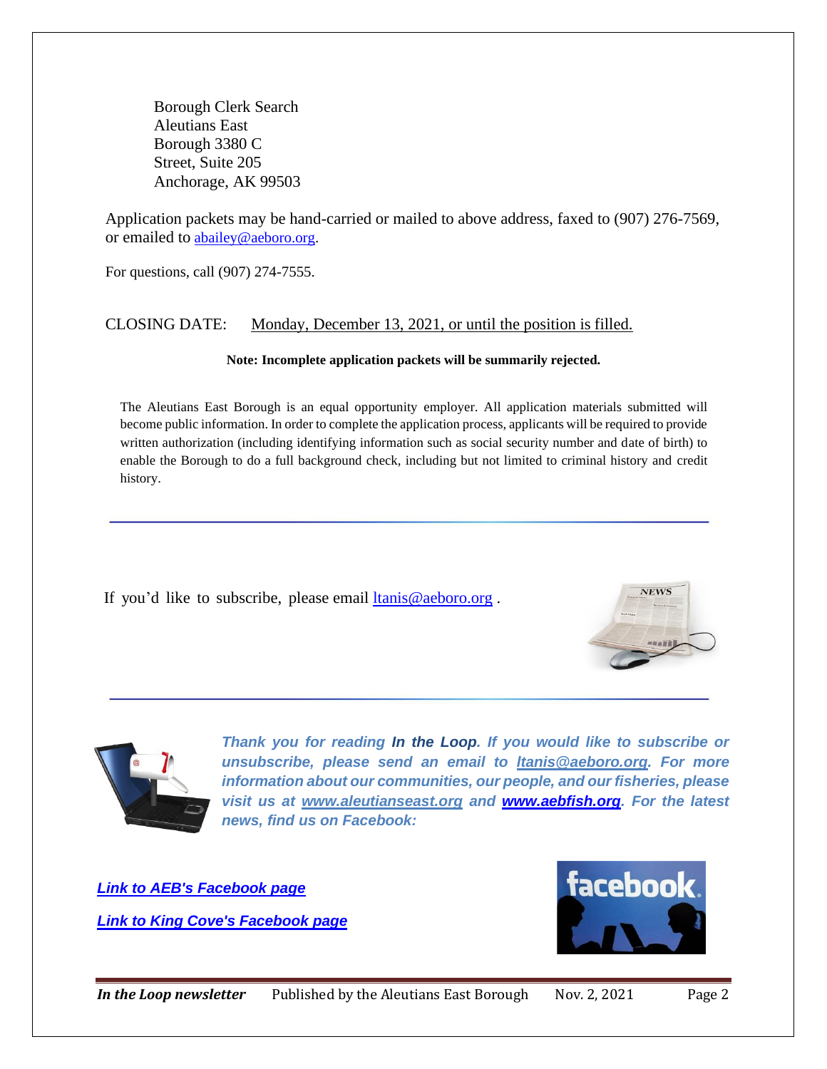Borough Clerk Search
Aleutians East
Borough 3380 C
Street, Suite 205
Anchorage, AK 99503

Application packets may be hand-carried or mailed to above address, faxed to (907) 276-7569, or emailed to abailey@aeboro.org.

For questions, call (907) 274-7555.

CLOSING DATE: Monday, December 13, 2021, or until the position is filled.

**Note: Incomplete application packets will be summarily rejected.**

The Aleutians East Borough is an equal opportunity employer. All application materials submitted will become public information. In order to complete the application process, applicants will be required to provide written authorization (including identifying information such as social security number and date of birth) to enable the Borough to do a full background check, including but not limited to criminal history and credit history.

---

If you'd like to subscribe, please email ltanis@aeboro.org .

---

***Thank you for reading In the Loop. If you would like to subscribe or unsubscribe, please send an email to ltanis@aeboro.org. For more information about our communities, our people, and our fisheries, please visit us at www.aleutianseast.org and www.aebfish.org. For the latest news, find us on Facebook:***

***Link to AEB's Facebook page***

***Link to King Cove's Facebook page***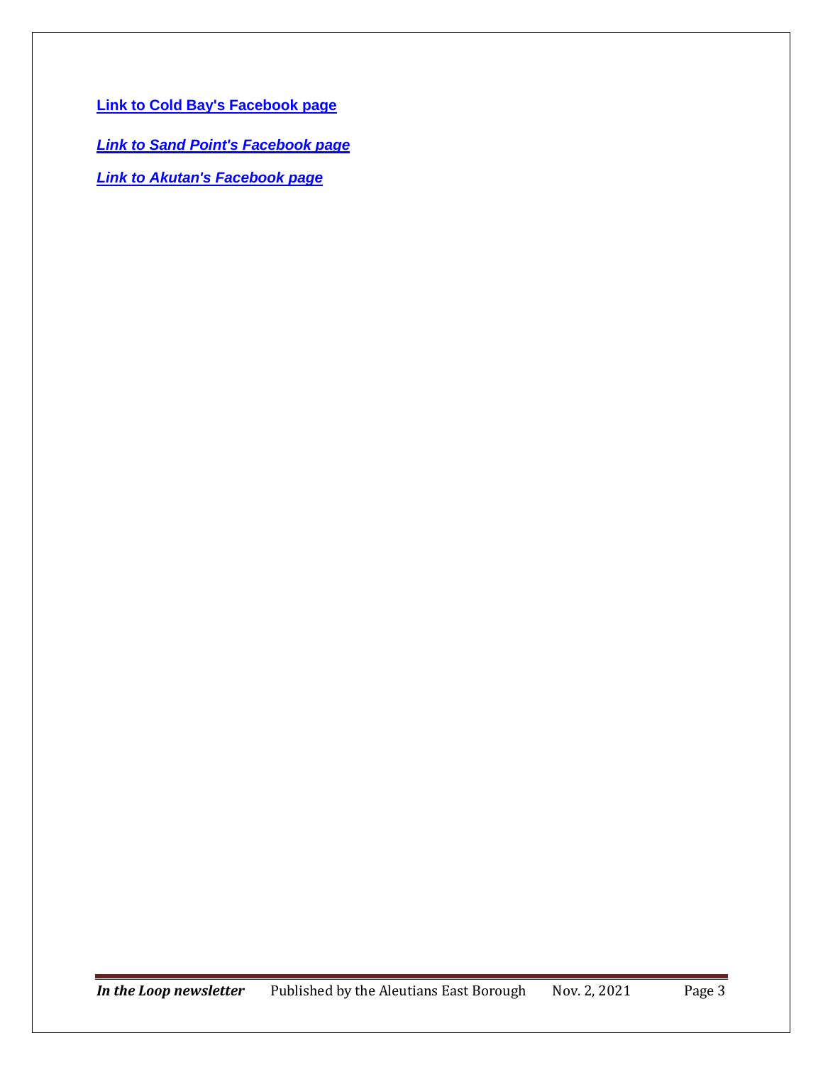**Link to Cold Bay's Facebook page**

***Link to Sand Point's Facebook page***

***Link to Akutan's Facebook page***